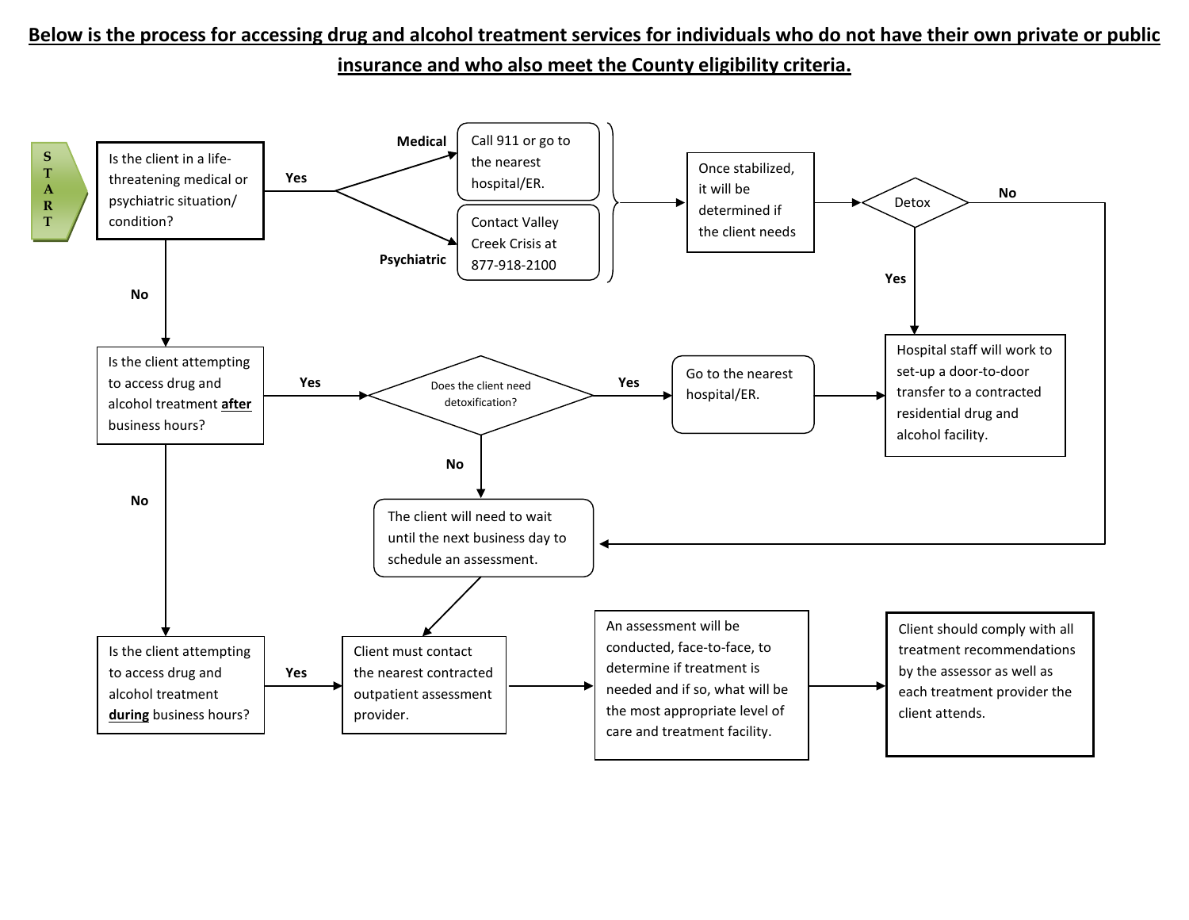**Below is the process for accessing drug and alcohol treatment services for individuals who do not have their own private or public insurance and who also meet the County eligibility criteria.**

START

Is the client in a life-threatening medical or psychiatric situation/ condition?

- **Yes**
  - **Medical** → Call 911 or go to the nearest hospital/ER.
  - **Psychiatric** → Contact Valley Creek Crisis at 877-918-2100
  - → Once stabilized, it will be determined if the client needs → Detox
    - **Yes** → Hospital staff will work to set-up a door-to-door transfer to a contracted residential drug and alcohol facility.
    - **No** → The client will need to wait until the next business day to schedule an assessment.
- **No** → Is the client attempting to access drug and alcohol treatment **after** business hours?
  - **Yes** → Does the client need detoxification?
    - **Yes** → Go to the nearest hospital/ER. → Hospital staff will work to set-up a door-to-door transfer to a contracted residential drug and alcohol facility.
    - **No** → The client will need to wait until the next business day to schedule an assessment. → Client must contact the nearest contracted outpatient assessment provider.
  - **No** → Is the client attempting to access drug and alcohol treatment **during** business hours?
    - **Yes** → Client must contact the nearest contracted outpatient assessment provider. → An assessment will be conducted, face-to-face, to determine if treatment is needed and if so, what will be the most appropriate level of care and treatment facility. → Client should comply with all treatment recommendations by the assessor as well as each treatment provider the client attends.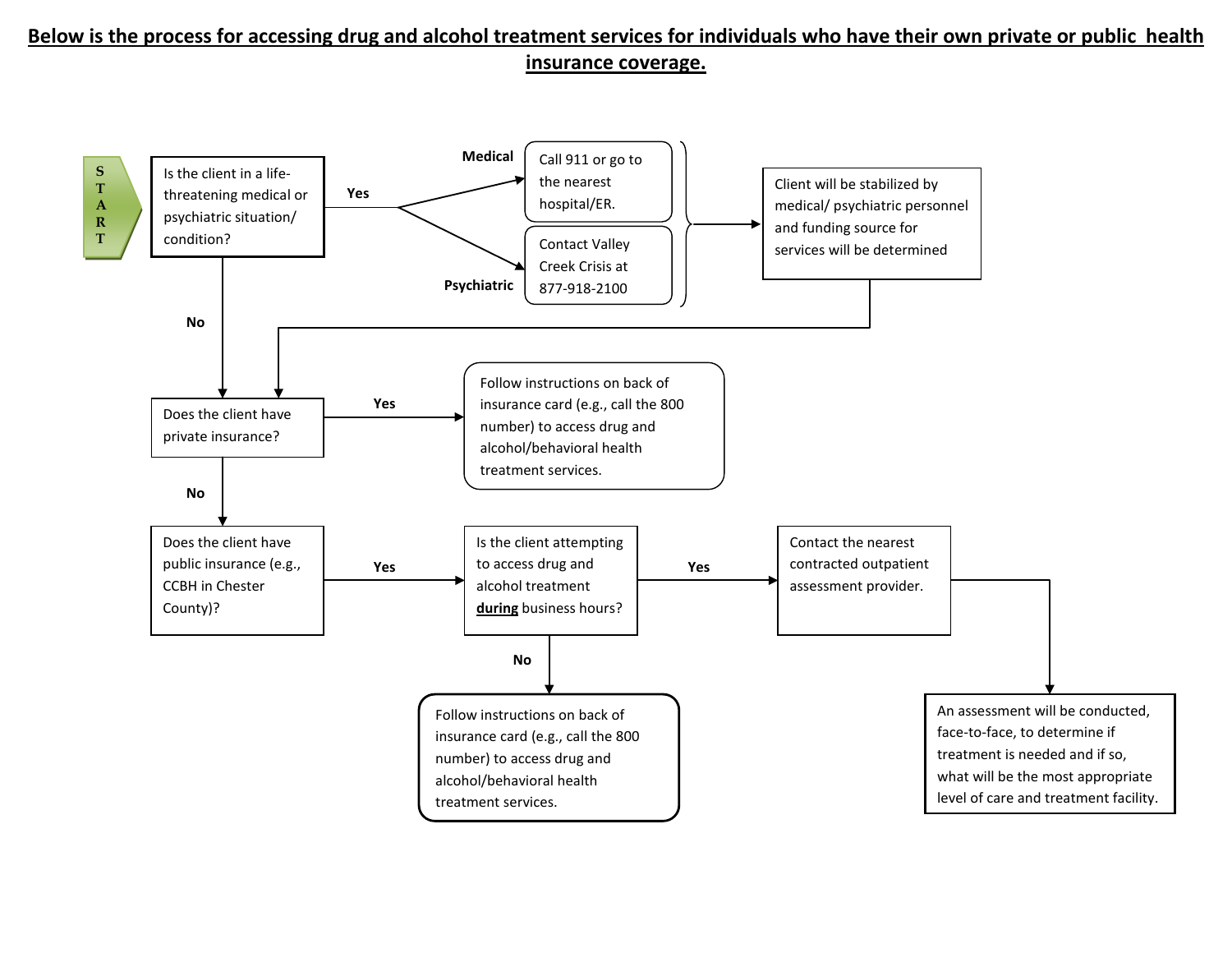**Below is the process for accessing drug and alcohol treatment services for individuals who have their own private or public health insurance coverage.**

START

Is the client in a life-threatening medical or psychiatric situation/ condition?

Yes

Medical

Call 911 or go to the nearest hospital/ER.

Psychiatric

Contact Valley Creek Crisis at 877-918-2100

Client will be stabilized by medical/ psychiatric personnel and funding source for services will be determined

No

Does the client have private insurance?

Yes

Follow instructions on back of insurance card (e.g., call the 800 number) to access drug and alcohol/behavioral health treatment services.

No

Does the client have public insurance (e.g., CCBH in Chester County)?

Yes

Is the client attempting to access drug and alcohol treatment **during** business hours?

Yes

Contact the nearest contracted outpatient assessment provider.

An assessment will be conducted, face-to-face, to determine if treatment is needed and if so, what will be the most appropriate level of care and treatment facility.

No

Follow instructions on back of insurance card (e.g., call the 800 number) to access drug and alcohol/behavioral health treatment services.